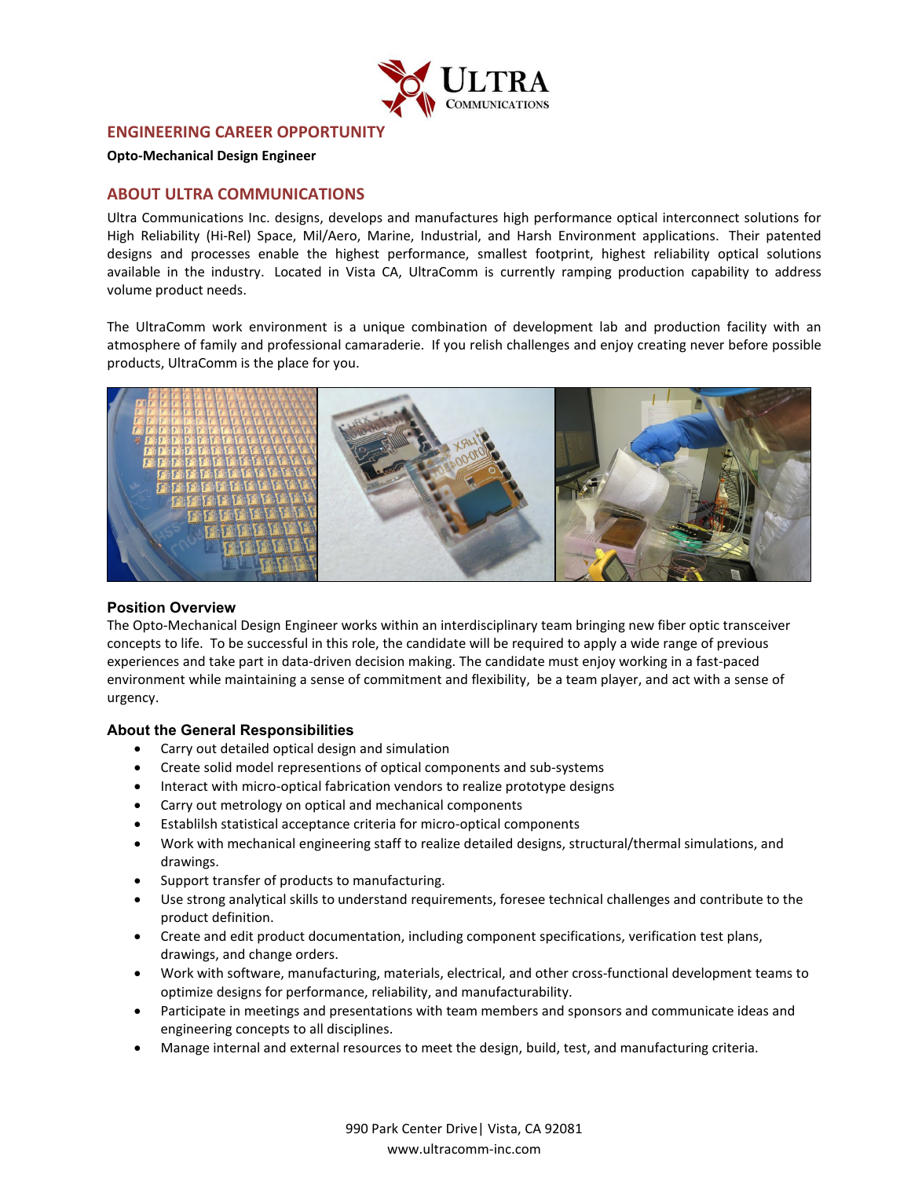## ENGINEERING CAREER OPPORTUNITY

**Opto-Mechanical Design Engineer**

## ABOUT ULTRA COMMUNICATIONS

Ultra Communications Inc. designs, develops and manufactures high performance optical interconnect solutions for High Reliability (Hi-Rel) Space, Mil/Aero, Marine, Industrial, and Harsh Environment applications. Their patented designs and processes enable the highest performance, smallest footprint, highest reliability optical solutions available in the industry. Located in Vista CA, UltraComm is currently ramping production capability to address volume product needs.

The UltraComm work environment is a unique combination of development lab and production facility with an atmosphere of family and professional camaraderie. If you relish challenges and enjoy creating never before possible products, UltraComm is the place for you.

### Position Overview

The Opto-Mechanical Design Engineer works within an interdisciplinary team bringing new fiber optic transceiver concepts to life. To be successful in this role, the candidate will be required to apply a wide range of previous experiences and take part in data-driven decision making. The candidate must enjoy working in a fast-paced environment while maintaining a sense of commitment and flexibility, be a team player, and act with a sense of urgency.

### About the General Responsibilities

- Carry out detailed optical design and simulation
- Create solid model representions of optical components and sub-systems
- Interact with micro-optical fabrication vendors to realize prototype designs
- Carry out metrology on optical and mechanical components
- Establilsh statistical acceptance criteria for micro-optical components
- Work with mechanical engineering staff to realize detailed designs, structural/thermal simulations, and drawings.
- Support transfer of products to manufacturing.
- Use strong analytical skills to understand requirements, foresee technical challenges and contribute to the product definition.
- Create and edit product documentation, including component specifications, verification test plans, drawings, and change orders.
- Work with software, manufacturing, materials, electrical, and other cross-functional development teams to optimize designs for performance, reliability, and manufacturability.
- Participate in meetings and presentations with team members and sponsors and communicate ideas and engineering concepts to all disciplines.
- Manage internal and external resources to meet the design, build, test, and manufacturing criteria.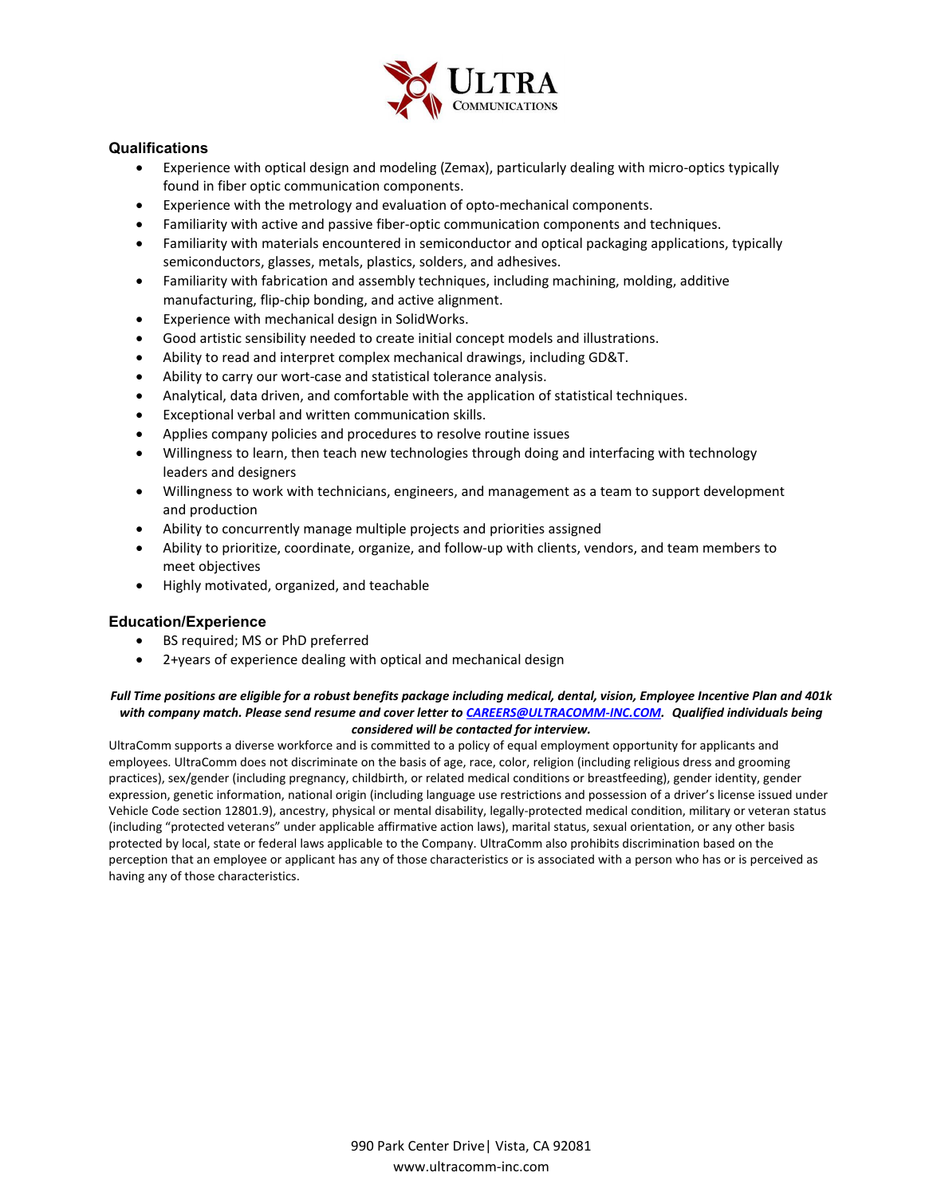ULTRA COMMUNICATIONS

### Qualifications

- Experience with optical design and modeling (Zemax), particularly dealing with micro-optics typically found in fiber optic communication components.
- Experience with the metrology and evaluation of opto-mechanical components.
- Familiarity with active and passive fiber-optic communication components and techniques.
- Familiarity with materials encountered in semiconductor and optical packaging applications, typically semiconductors, glasses, metals, plastics, solders, and adhesives.
- Familiarity with fabrication and assembly techniques, including machining, molding, additive manufacturing, flip-chip bonding, and active alignment.
- Experience with mechanical design in SolidWorks.
- Good artistic sensibility needed to create initial concept models and illustrations.
- Ability to read and interpret complex mechanical drawings, including GD&T.
- Ability to carry our wort-case and statistical tolerance analysis.
- Analytical, data driven, and comfortable with the application of statistical techniques.
- Exceptional verbal and written communication skills.
- Applies company policies and procedures to resolve routine issues
- Willingness to learn, then teach new technologies through doing and interfacing with technology leaders and designers
- Willingness to work with technicians, engineers, and management as a team to support development and production
- Ability to concurrently manage multiple projects and priorities assigned
- Ability to prioritize, coordinate, organize, and follow-up with clients, vendors, and team members to meet objectives
- Highly motivated, organized, and teachable

### Education/Experience

- BS required; MS or PhD preferred
- 2+years of experience dealing with optical and mechanical design

***Full Time positions are eligible for a robust benefits package including medical, dental, vision, Employee Incentive Plan and 401k with company match. Please send resume and cover letter to [CAREERS@ULTRACOMM-INC.COM](mailto:CAREERS@ULTRACOMM-INC.COM). Qualified individuals being considered will be contacted for interview.***

UltraComm supports a diverse workforce and is committed to a policy of equal employment opportunity for applicants and employees. UltraComm does not discriminate on the basis of age, race, color, religion (including religious dress and grooming practices), sex/gender (including pregnancy, childbirth, or related medical conditions or breastfeeding), gender identity, gender expression, genetic information, national origin (including language use restrictions and possession of a driver's license issued under Vehicle Code section 12801.9), ancestry, physical or mental disability, legally-protected medical condition, military or veteran status (including "protected veterans" under applicable affirmative action laws), marital status, sexual orientation, or any other basis protected by local, state or federal laws applicable to the Company. UltraComm also prohibits discrimination based on the perception that an employee or applicant has any of those characteristics or is associated with a person who has or is perceived as having any of those characteristics.

990 Park Center Drive| Vista, CA 92081
www.ultracomm-inc.com